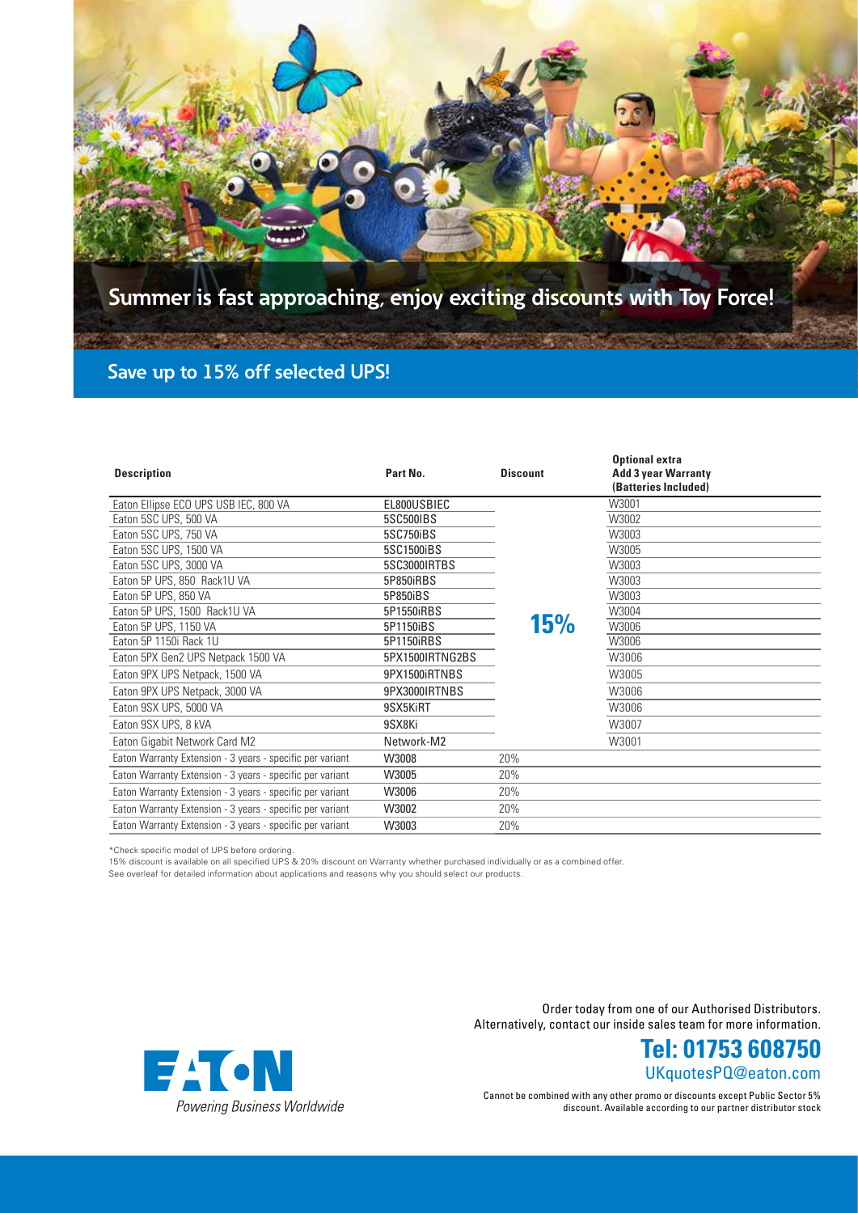# Summer is fast approaching, enjoy exciting discounts with Toy Force!

## Save up to 15% off selected UPS!

| Description | Part No. | Discount | Optional extra Add 3 year Warranty (Batteries Included) |
|---|---|---|---|
| Eaton Ellipse ECO UPS USB IEC, 800 VA | EL800USBIEC | 15% | W3001 |
| Eaton 5SC UPS, 500 VA | 5SC500IBS | | W3002 |
| Eaton 5SC UPS, 750 VA | 5SC750iBS | | W3003 |
| Eaton 5SC UPS, 1500 VA | 5SC1500iBS | | W3005 |
| Eaton 5SC UPS, 3000 VA | 5SC3000IRTBS | | W3003 |
| Eaton 5P UPS, 850 Rack1U VA | 5P850iRBS | | W3003 |
| Eaton 5P UPS, 850 VA | 5P850iBS | | W3003 |
| Eaton 5P UPS, 1500 Rack1U VA | 5P1550iRBS | | W3004 |
| Eaton 5P UPS, 1150 VA | 5P1150iBS | | W3006 |
| Eaton 5P 1150i Rack 1U | 5P1150iRBS | | W3006 |
| Eaton 5PX Gen2 UPS Netpack 1500 VA | 5PX1500IRTNG2BS | | W3006 |
| Eaton 9PX UPS Netpack, 1500 VA | 9PX1500iRTNBS | | W3005 |
| Eaton 9PX UPS Netpack, 3000 VA | 9PX3000IRTNBS | | W3006 |
| Eaton 9SX UPS, 5000 VA | 9SX5KiRT | | W3006 |
| Eaton 9SX UPS, 8 kVA | 9SX8Ki | | W3007 |
| Eaton Gigabit Network Card M2 | Network-M2 | | W3001 |
| Eaton Warranty Extension - 3 years - specific per variant | W3008 | 20% | |
| Eaton Warranty Extension - 3 years - specific per variant | W3005 | 20% | |
| Eaton Warranty Extension - 3 years - specific per variant | W3006 | 20% | |
| Eaton Warranty Extension - 3 years - specific per variant | W3002 | 20% | |
| Eaton Warranty Extension - 3 years - specific per variant | W3003 | 20% | |

*Check specific model of UPS before ordering.
15% discount is available on all specified UPS & 20% discount on Warranty whether purchased individually or as a combined offer.
See overleaf for detailed information about applications and reasons why you should select our products.

Order today from one of our Authorised Distributors.
Alternatively, contact our inside sales team for more information.

**Tel: 01753 608750**
UKquotesPQ@eaton.com

Cannot be combined with any other promo or discounts except Public Sector 5% discount. Available according to our partner distributor stock

EATON
*Powering Business Worldwide*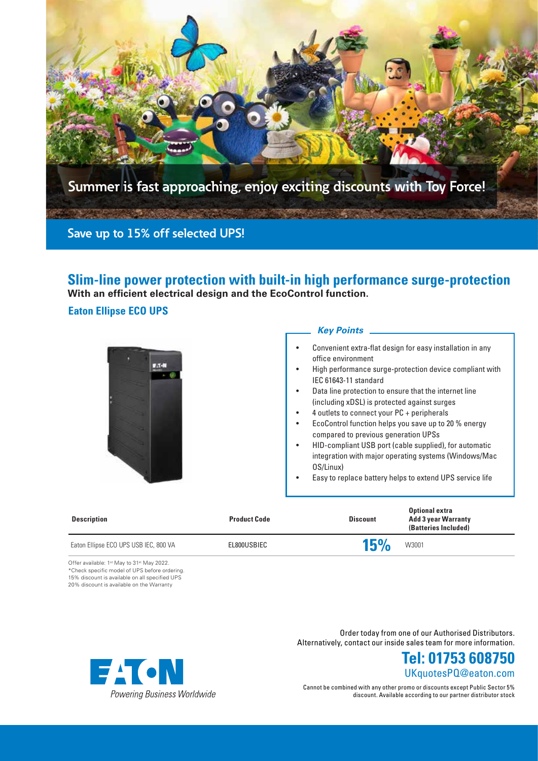Summer is fast approaching, enjoy exciting discounts with Toy Force!

## Save up to 15% off selected UPS!

# Slim-line power protection with built-in high performance surge-protection

**With an efficient electrical design and the EcoControl function.**

### Eaton Ellipse ECO UPS

***Key Points***

- Convenient extra-flat design for easy installation in any office environment
- High performance surge-protection device compliant with IEC 61643-11 standard
- Data line protection to ensure that the internet line (including xDSL) is protected against surges
- 4 outlets to connect your PC + peripherals
- EcoControl function helps you save up to 20 % energy compared to previous generation UPSs
- HID-compliant USB port (cable supplied), for automatic integration with major operating systems (Windows/Mac OS/Linux)
- Easy to replace battery helps to extend UPS service life

| Description | Product Code | Discount | Optional extra Add 3 year Warranty (Batteries Included) |
|---|---|---|---|
| Eaton Ellipse ECO UPS USB IEC, 800 VA | EL800USBIEC | 15% | W3001 |

Offer available: 1st May to 31st May 2022.
*Check specific model of UPS before ordering.
15% discount is available on all specified UPS
20% discount is available on the Warranty

Order today from one of our Authorised Distributors.
Alternatively, contact our inside sales team for more information.

**Tel: 01753 608750**
UKquotesPQ@eaton.com

Cannot be combined with any other promo or discounts except Public Sector 5% discount. Available according to our partner distributor stock

EATON
Powering Business Worldwide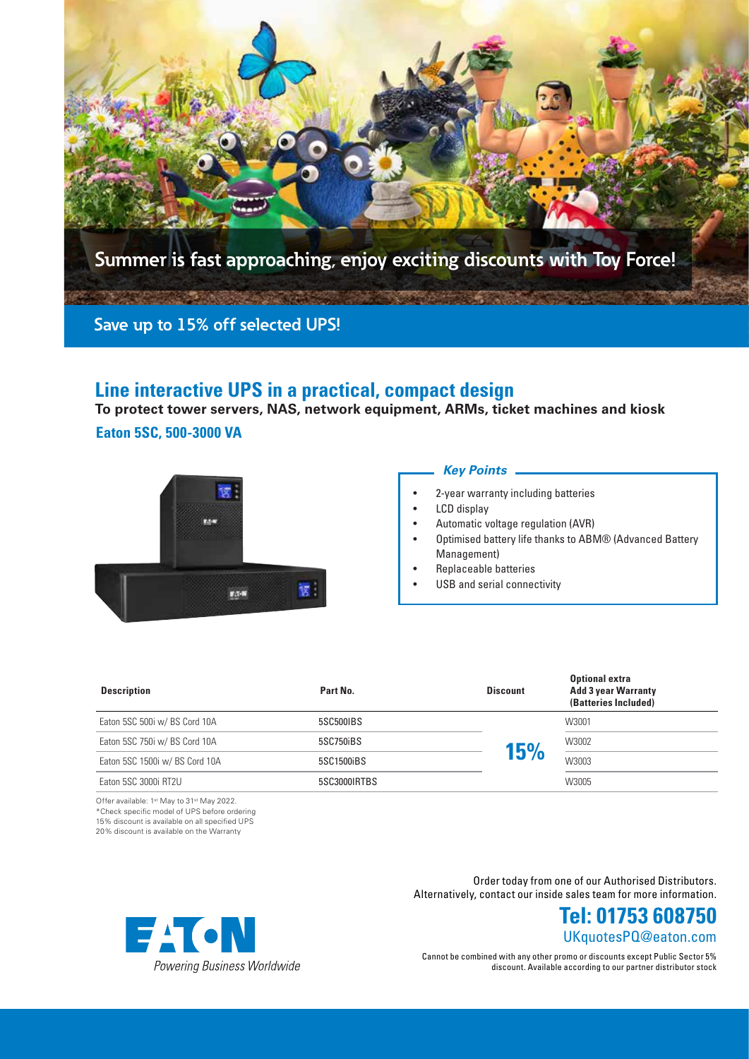Summer is fast approaching, enjoy exciting discounts with Toy Force!

## Save up to 15% off selected UPS!

# Line interactive UPS in a practical, compact design

**To protect tower servers, NAS, network equipment, ARMs, ticket machines and kiosk**

**Eaton 5SC, 500-3000 VA**

### *Key Points*

- 2-year warranty including batteries
- LCD display
- Automatic voltage regulation (AVR)
- Optimised battery life thanks to ABM® (Advanced Battery Management)
- Replaceable batteries
- USB and serial connectivity

| Description | Part No. | Discount | Optional extra Add 3 year Warranty (Batteries Included) |
|---|---|---|---|
| Eaton 5SC 500i w/ BS Cord 10A | 5SC500IBS | 15% | W3001 |
| Eaton 5SC 750i w/ BS Cord 10A | 5SC750iBS | | W3002 |
| Eaton 5SC 1500i w/ BS Cord 10A | 5SC1500iBS | | W3003 |
| Eaton 5SC 3000i RT2U | 5SC3000IRTBS | | W3005 |

Offer available: 1st May to 31st May 2022.
*Check specific model of UPS before ordering
15% discount is available on all specified UPS
20% discount is available on the Warranty

Order today from one of our Authorised Distributors.
Alternatively, contact our inside sales team for more information.

**Tel: 01753 608750**
UKquotesPQ@eaton.com

Cannot be combined with any other promo or discounts except Public Sector 5% discount. Available according to our partner distributor stock

EATON
*Powering Business Worldwide*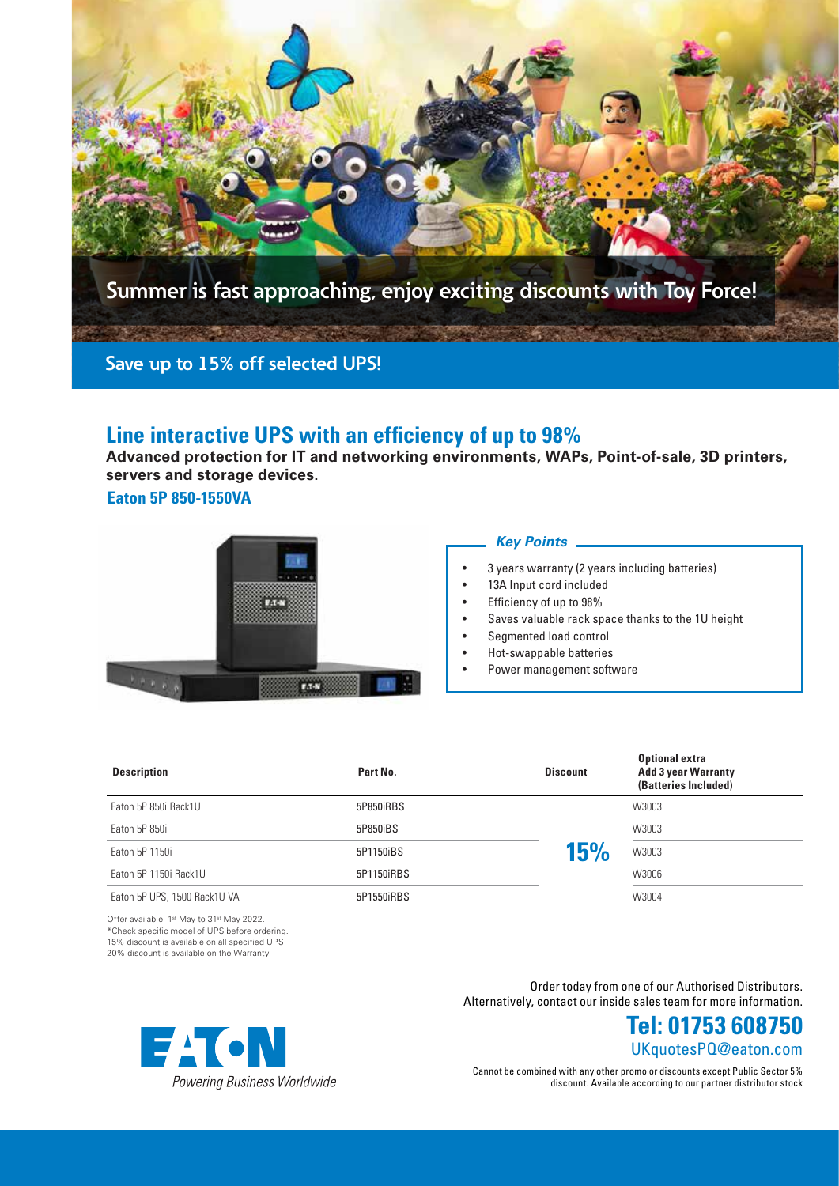Summer is fast approaching, enjoy exciting discounts with Toy Force!

## Save up to 15% off selected UPS!

# Line interactive UPS with an efficiency of up to 98%

**Advanced protection for IT and networking environments, WAPs, Point-of-sale, 3D printers, servers and storage devices.**

### Eaton 5P 850-1550VA

***Key Points***

- 3 years warranty (2 years including batteries)
- 13A Input cord included
- Efficiency of up to 98%
- Saves valuable rack space thanks to the 1U height
- Segmented load control
- Hot-swappable batteries
- Power management software

| Description | Part No. | Discount | Optional extra Add 3 year Warranty (Batteries Included) |
|---|---|---|---|
| Eaton 5P 850i Rack1U | 5P850iRBS | 15% | W3003 |
| Eaton 5P 850i | 5P850iBS | | W3003 |
| Eaton 5P 1150i | 5P1150iBS | | W3003 |
| Eaton 5P 1150i Rack1U | 5P1150iRBS | | W3006 |
| Eaton 5P UPS, 1500 Rack1U VA | 5P1550iRBS | | W3004 |

Offer available: 1st May to 31st May 2022.
*Check specific model of UPS before ordering.
15% discount is available on all specified UPS
20% discount is available on the Warranty

Order today from one of our Authorised Distributors.
Alternatively, contact our inside sales team for more information.

**Tel: 01753 608750**
UKquotesPQ@eaton.com

Cannot be combined with any other promo or discounts except Public Sector 5% discount. Available according to our partner distributor stock

EATON
*Powering Business Worldwide*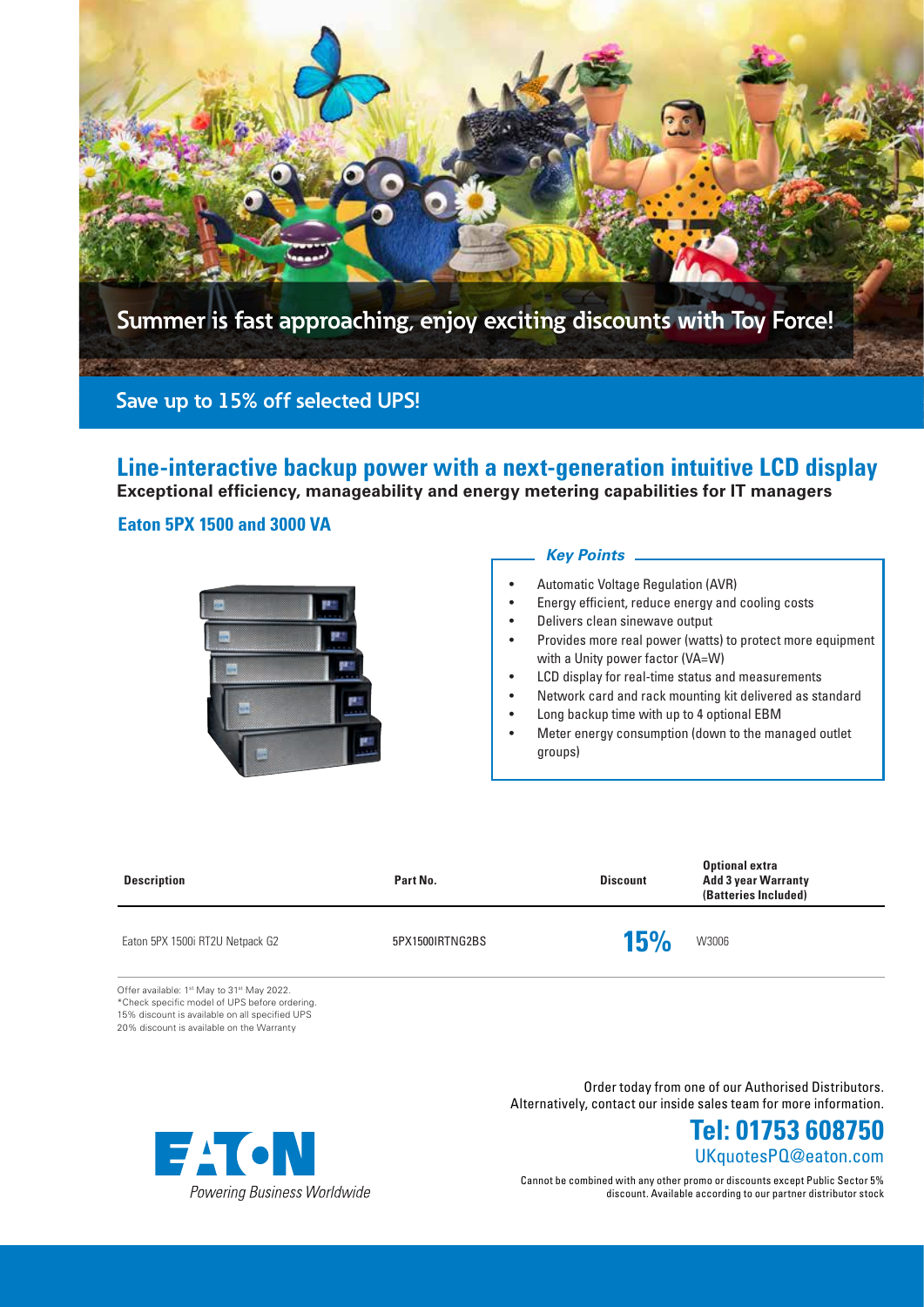Summer is fast approaching, enjoy exciting discounts with Toy Force!

## Save up to 15% off selected UPS!

# Line-interactive backup power with a next-generation intuitive LCD display

**Exceptional efficiency, manageability and energy metering capabilities for IT managers**

### Eaton 5PX 1500 and 3000 VA

***Key Points***

- Automatic Voltage Regulation (AVR)
- Energy efficient, reduce energy and cooling costs
- Delivers clean sinewave output
- Provides more real power (watts) to protect more equipment with a Unity power factor (VA=W)
- LCD display for real-time status and measurements
- Network card and rack mounting kit delivered as standard
- Long backup time with up to 4 optional EBM
- Meter energy consumption (down to the managed outlet groups)

| Description | Part No. | Discount | Optional extra Add 3 year Warranty (Batteries Included) |
| --- | --- | --- | --- |
| Eaton 5PX 1500i RT2U Netpack G2 | 5PX1500IRTNG2BS | 15% | W3006 |

Offer available: 1st May to 31st May 2022.
*Check specific model of UPS before ordering.
15% discount is available on all specified UPS
20% discount is available on the Warranty

Order today from one of our Authorised Distributors.
Alternatively, contact our inside sales team for more information.

**Tel: 01753 608750**
UKquotesPQ@eaton.com

Cannot be combined with any other promo or discounts except Public Sector 5% discount. Available according to our partner distributor stock

EATON
*Powering Business Worldwide*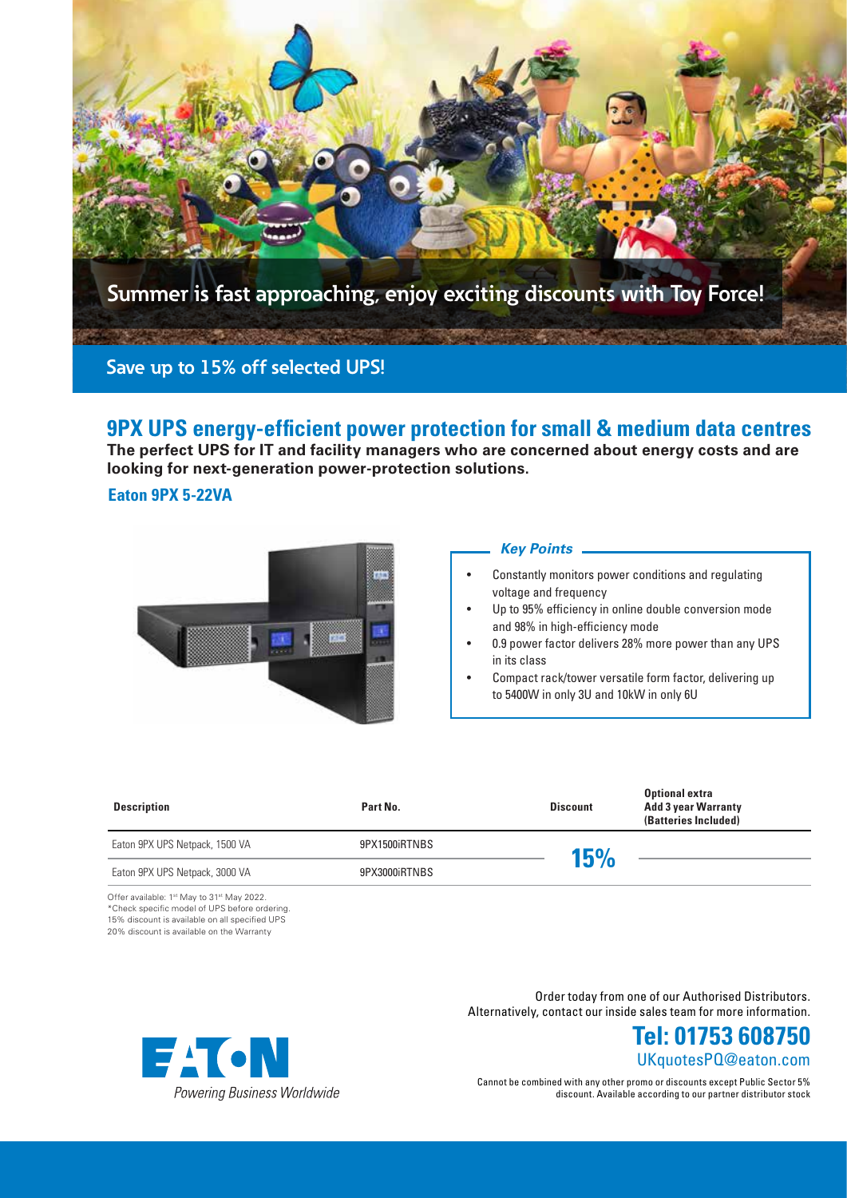Summer is fast approaching, enjoy exciting discounts with Toy Force!

## Save up to 15% off selected UPS!

# 9PX UPS energy-efficient power protection for small & medium data centres

**The perfect UPS for IT and facility managers who are concerned about energy costs and are looking for next-generation power-protection solutions.**

### Eaton 9PX 5-22VA

***Key Points***

- Constantly monitors power conditions and regulating voltage and frequency
- Up to 95% efficiency in online double conversion mode and 98% in high-efficiency mode
- 0.9 power factor delivers 28% more power than any UPS in its class
- Compact rack/tower versatile form factor, delivering up to 5400W in only 3U and 10kW in only 6U

| Description | Part No. | Discount | Optional extra Add 3 year Warranty (Batteries Included) |
|---|---|---|---|
| Eaton 9PX UPS Netpack, 1500 VA | 9PX1500iRTNBS | 15% | |
| Eaton 9PX UPS Netpack, 3000 VA | 9PX3000iRTNBS | | |

Offer available: 1st May to 31st May 2022.
*Check specific model of UPS before ordering.
15% discount is available on all specified UPS
20% discount is available on the Warranty

Order today from one of our Authorised Distributors.
Alternatively, contact our inside sales team for more information.

**Tel: 01753 608750**
UKquotesPQ@eaton.com

Cannot be combined with any other promo or discounts except Public Sector 5% discount. Available according to our partner distributor stock

EATON
*Powering Business Worldwide*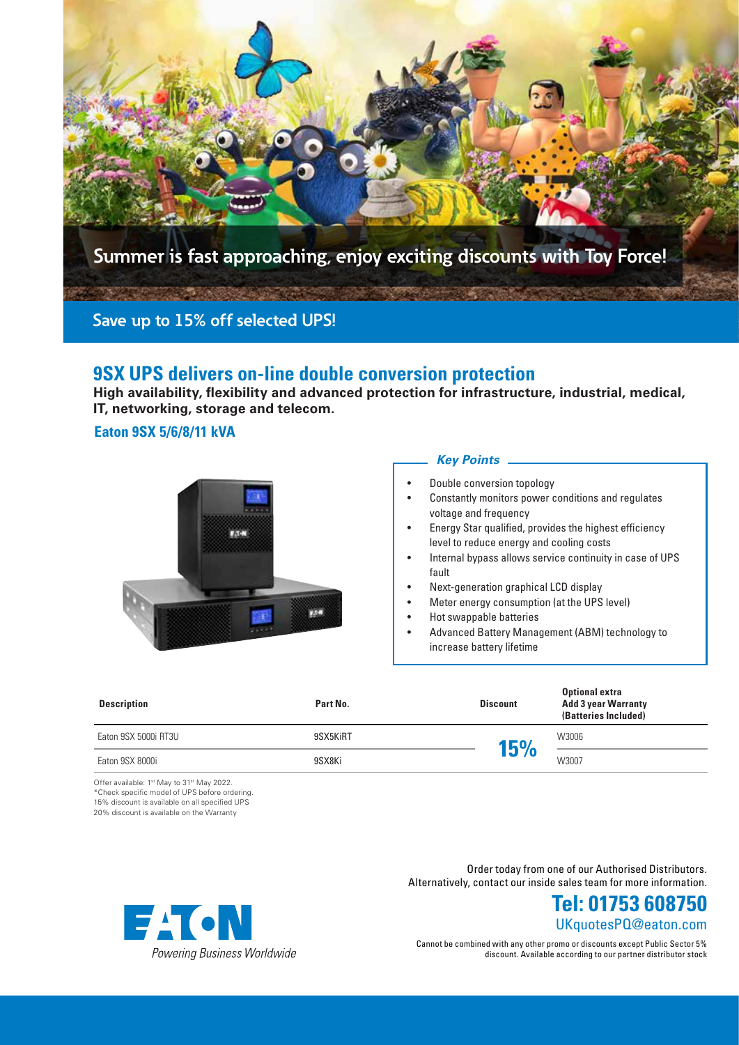Summer is fast approaching, enjoy exciting discounts with Toy Force!

Save up to 15% off selected UPS!

## 9SX UPS delivers on-line double conversion protection

**High availability, flexibility and advanced protection for infrastructure, industrial, medical, IT, networking, storage and telecom.**

### Eaton 9SX 5/6/8/11 kVA

***Key Points***

- Double conversion topology
- Constantly monitors power conditions and regulates voltage and frequency
- Energy Star qualified, provides the highest efficiency level to reduce energy and cooling costs
- Internal bypass allows service continuity in case of UPS fault
- Next-generation graphical LCD display
- Meter energy consumption (at the UPS level)
- Hot swappable batteries
- Advanced Battery Management (ABM) technology to increase battery lifetime

| Description | Part No. | Discount | Optional extra Add 3 year Warranty (Batteries Included) |
|---|---|---|---|
| Eaton 9SX 5000i RT3U | 9SX5KiRT | 15% | W3006 |
| Eaton 9SX 8000i | 9SX8Ki | | W3007 |

Offer available: 1st May to 31st May 2022.
*Check specific model of UPS before ordering.
15% discount is available on all specified UPS
20% discount is available on the Warranty

Order today from one of our Authorised Distributors.
Alternatively, contact our inside sales team for more information.

**Tel: 01753 608750**
UKquotesPQ@eaton.com

Cannot be combined with any other promo or discounts except Public Sector 5% discount. Available according to our partner distributor stock

EATON
*Powering Business Worldwide*